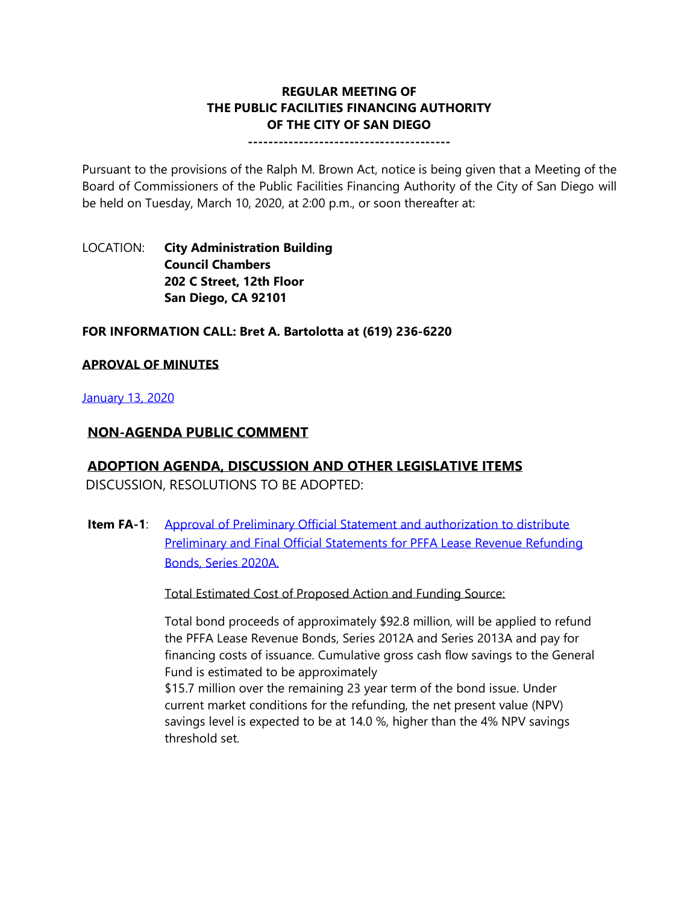**REGULAR MEETING OF**
**THE PUBLIC FACILITIES FINANCING AUTHORITY**
**OF THE CITY OF SAN DIEGO**

---------------------------------------

Pursuant to the provisions of the Ralph M. Brown Act, notice is being given that a Meeting of the Board of Commissioners of the Public Facilities Financing Authority of the City of San Diego will be held on Tuesday, March 10, 2020, at 2:00 p.m., or soon thereafter at:

LOCATION: **City Administration Building**
**Council Chambers**
**202 C Street, 12th Floor**
**San Diego, CA 92101**

**FOR INFORMATION CALL: Bret A. Bartolotta at (619) 236-6220**

**APROVAL OF MINUTES**

January 13, 2020

**NON-AGENDA PUBLIC COMMENT**

**ADOPTION AGENDA, DISCUSSION AND OTHER LEGISLATIVE ITEMS**

DISCUSSION, RESOLUTIONS TO BE ADOPTED:

**Item FA-1**: Approval of Preliminary Official Statement and authorization to distribute Preliminary and Final Official Statements for PFFA Lease Revenue Refunding Bonds, Series 2020A.

Total Estimated Cost of Proposed Action and Funding Source:

Total bond proceeds of approximately $92.8 million, will be applied to refund the PFFA Lease Revenue Bonds, Series 2012A and Series 2013A and pay for financing costs of issuance. Cumulative gross cash flow savings to the General Fund is estimated to be approximately $15.7 million over the remaining 23 year term of the bond issue. Under current market conditions for the refunding, the net present value (NPV) savings level is expected to be at 14.0 %, higher than the 4% NPV savings threshold set.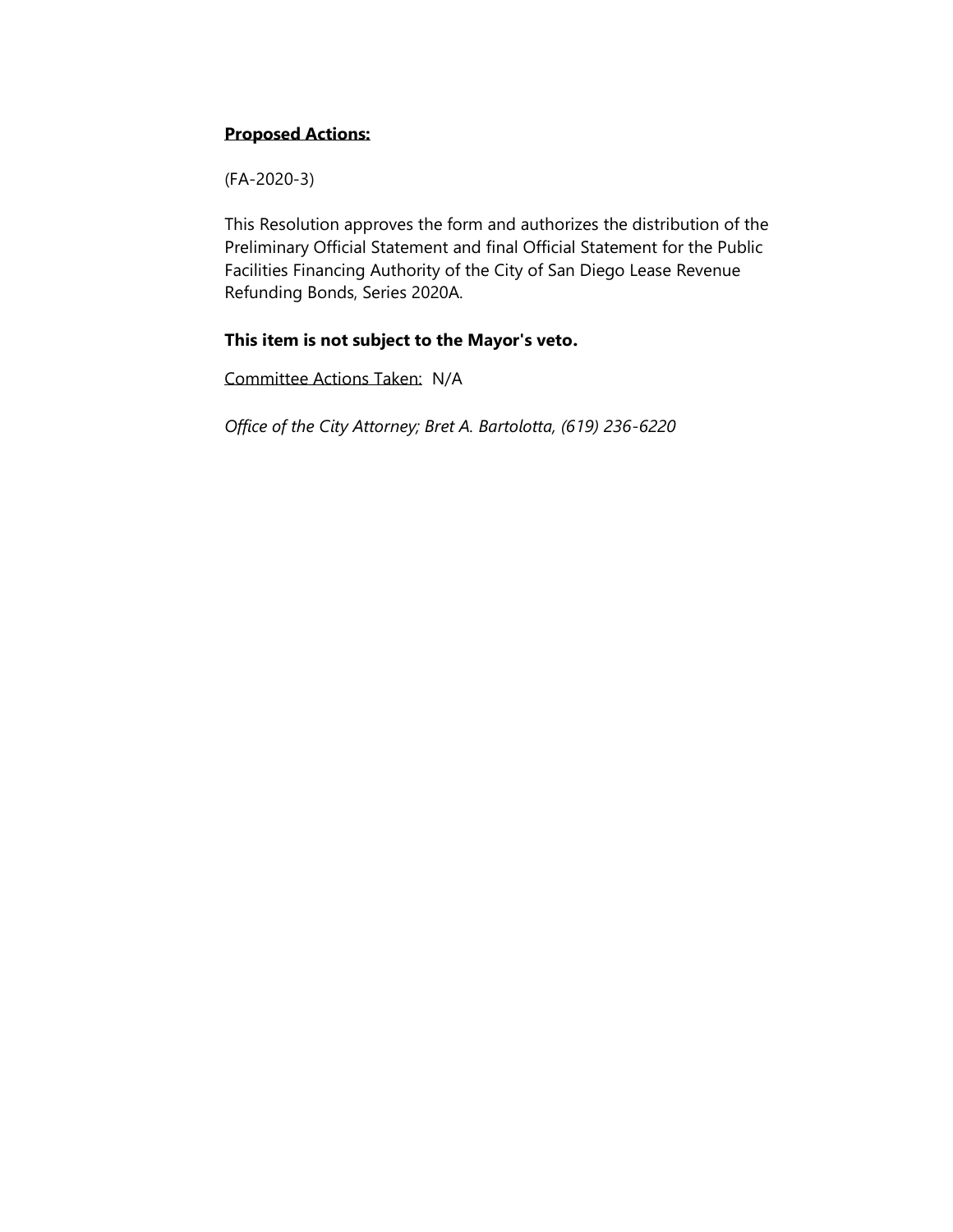**Proposed Actions:**

(FA-2020-3)

This Resolution approves the form and authorizes the distribution of the Preliminary Official Statement and final Official Statement for the Public Facilities Financing Authority of the City of San Diego Lease Revenue Refunding Bonds, Series 2020A.

**This item is not subject to the Mayor's veto.**

Committee Actions Taken: N/A

*Office of the City Attorney; Bret A. Bartolotta, (619) 236-6220*